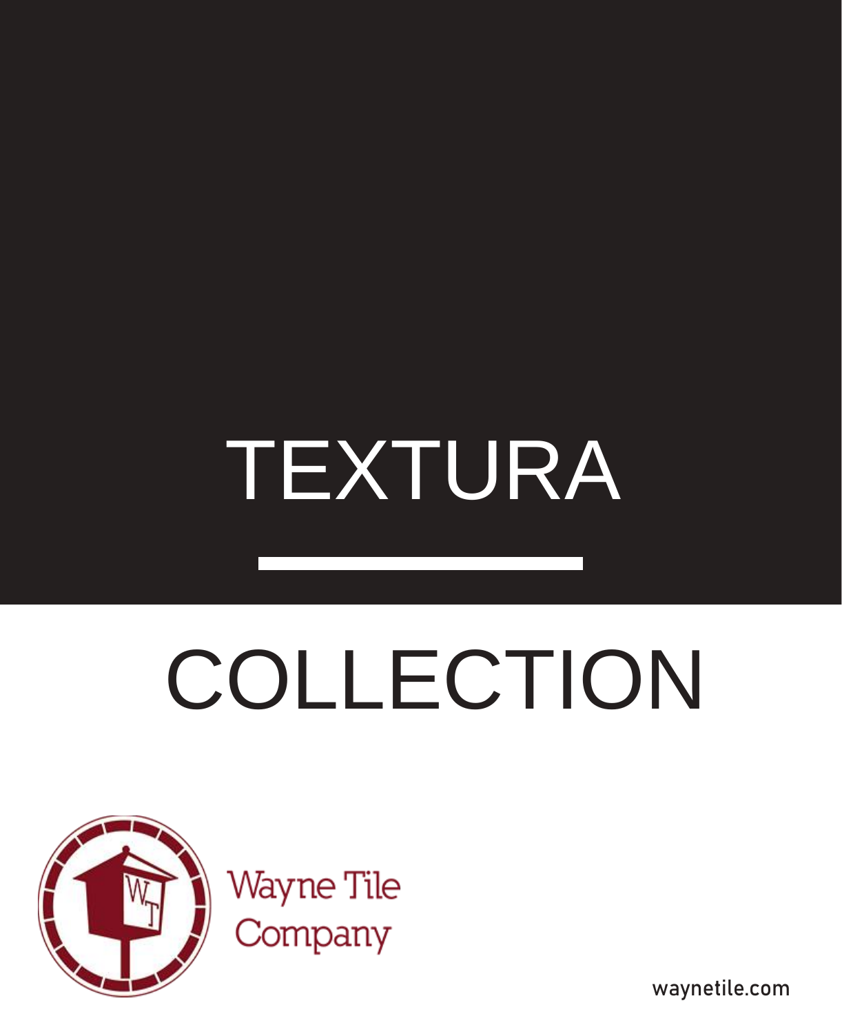# TEXTURA

# COLLECTION

Wayne Tile Company

waynetile.com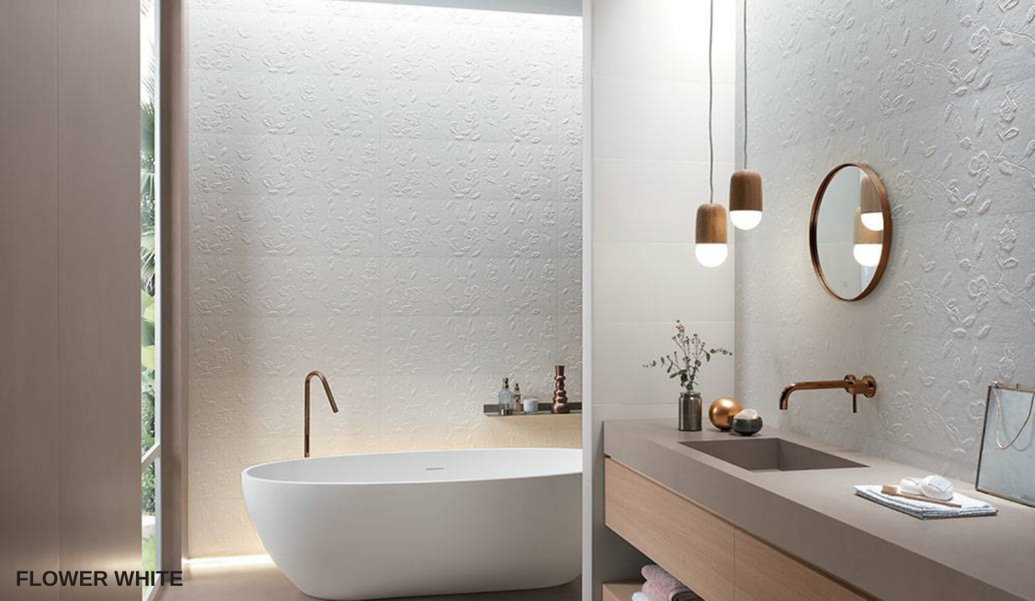FLOWER WHITE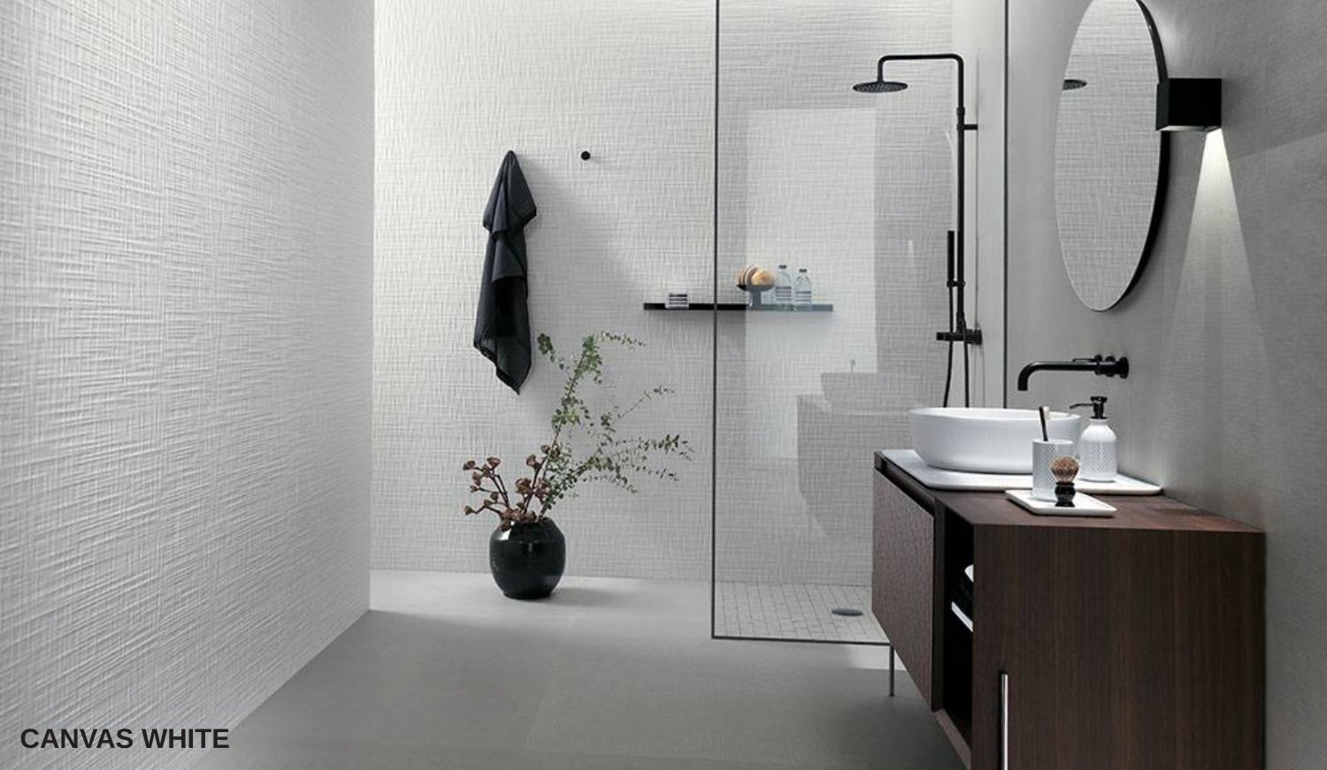**CANVAS WHITE**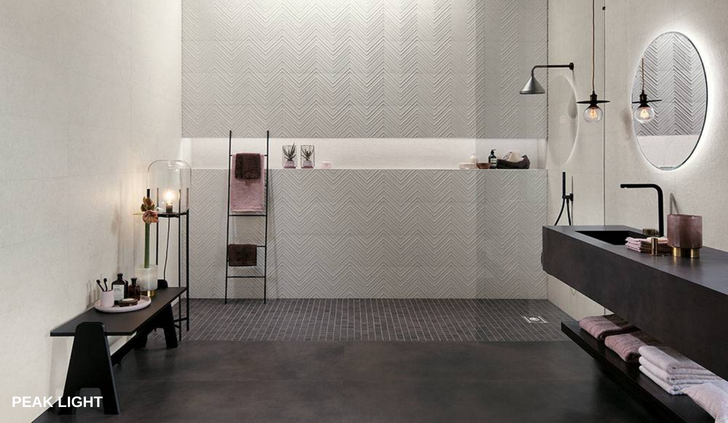PEAK LIGHT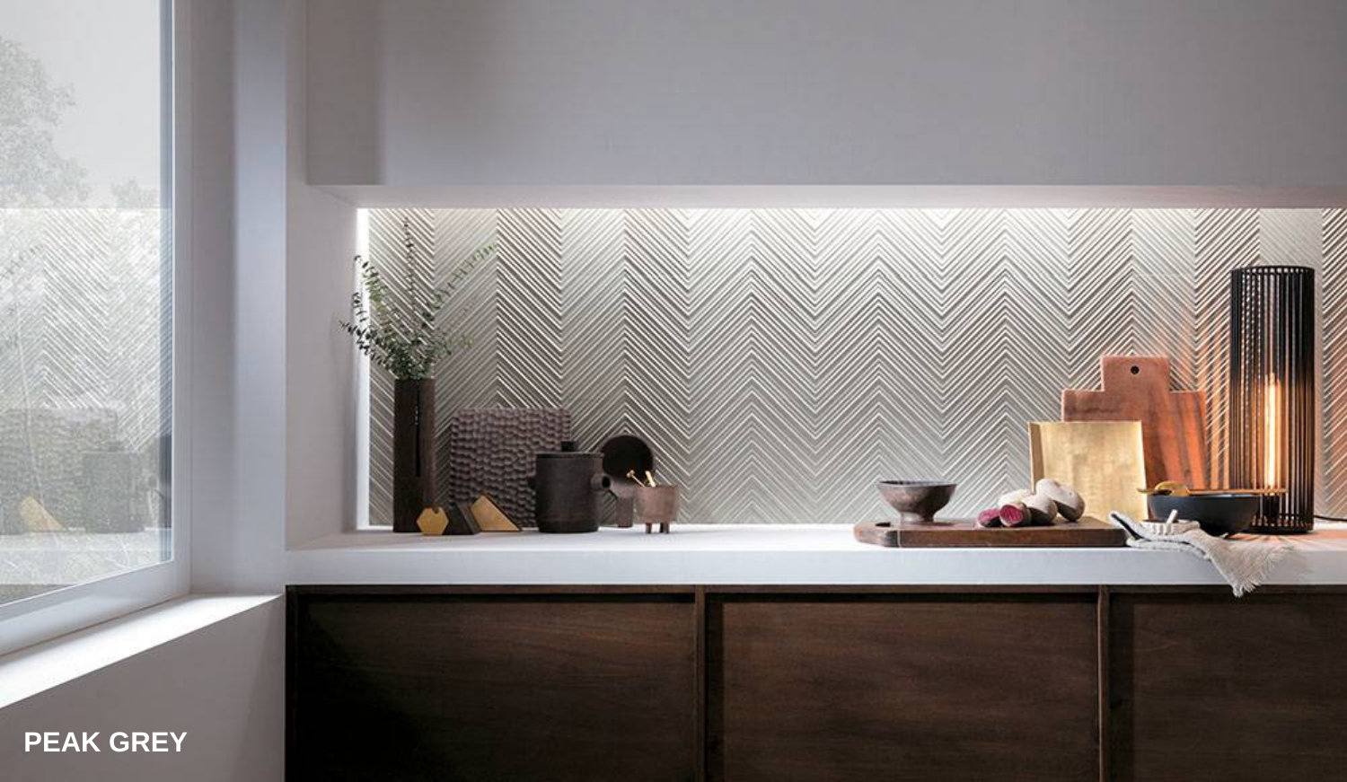PEAK GREY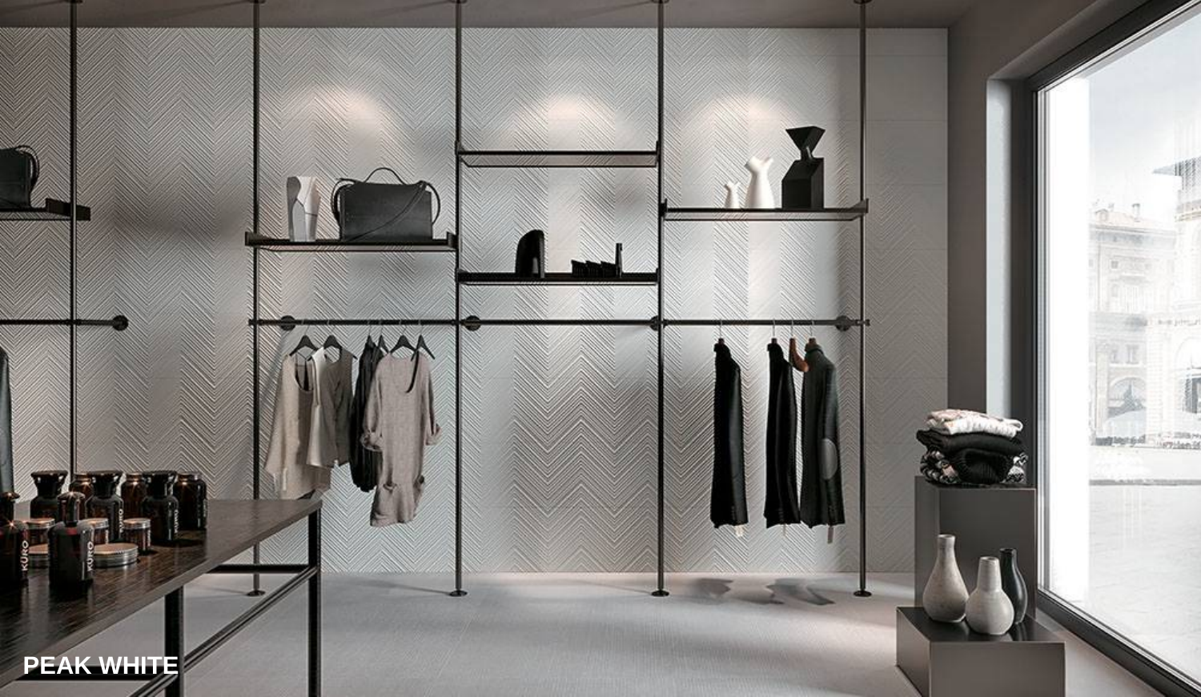PEAK WHITE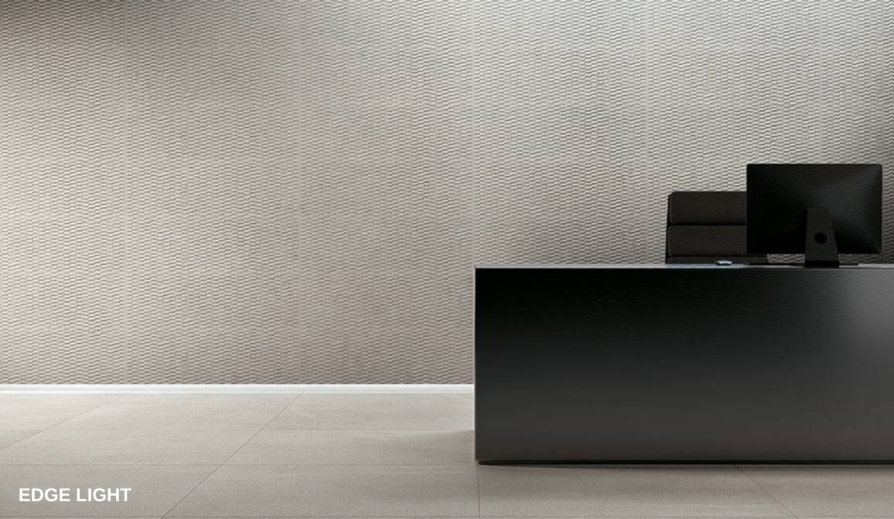**EDGE LIGHT**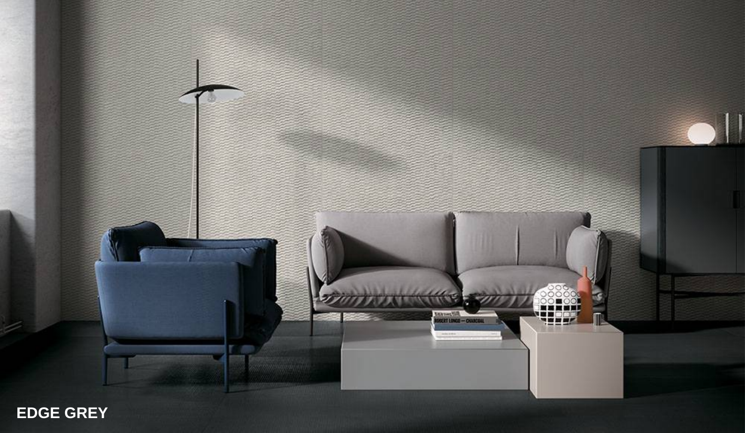EDGE GREY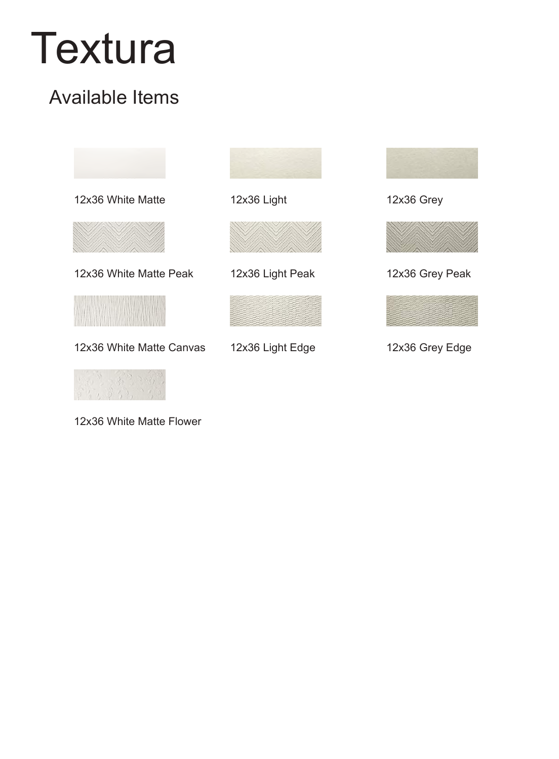# Textura

## Available Items

12x36 White Matte

12x36 Light

12x36 Grey

12x36 White Matte Peak

12x36 Light Peak

12x36 Grey Peak

12x36 White Matte Canvas

12x36 Light Edge

12x36 Grey Edge

12x36 White Matte Flower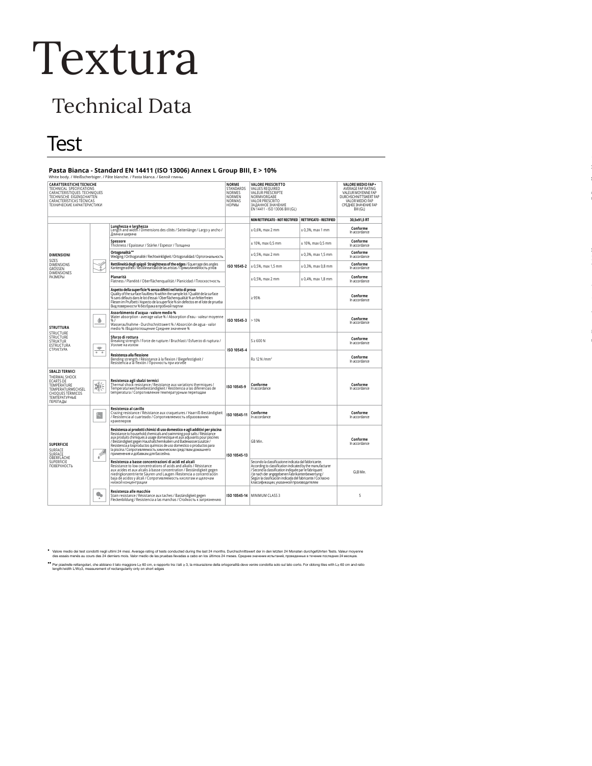# Textura

## Technical Data

## Test

**Pasta Bianca - Standard EN 14411 (ISO 13006) Annex L Group BIII, E > 10%**

White body. / Weißscherbiger. / Pâte blanche. / Pasta blanca. / Белой глины.

| CARATTERISTICHE TECNICHE<br>TECHNICAL SPECIFICATIONS<br>CARACTERISTIQUES TECHNIQUES<br>TECHNISCHE EIGENSCHAFTEN<br>CARACTERÍSTICAS TÉCNICAS<br>ТЕХНИЧЕСКИЕ ХАРАКТЕРИСТИКИ | | | NORME<br>STANDARDS<br>NORMES<br>NORMEN<br>NORMAS<br>НОРМЫ | VALORE PRESCRITTO<br>VALUES REQUIRED<br>VALEUR PRESCRIPTE<br>NORMVORGABE<br>VALOR PRESCRITO<br>ЗАДАННОЕ ЗНАЧЕНИЕ<br>EN 14411 - ISO 13006 BIII (GL) | | VALORE MEDIO FAP •<br>AVERAGE FAP RATING<br>VALEUR MOYENNE FAP<br>DURCHSCHNITTSWERT FAP<br>VALOR MEDIO FAP<br>СРЕДНЕЕ ЗНАЧЕНИЕ FAP<br>BIII (GL) |
|---|---|---|---|---|---|---|
| | | | | NON RETTIFICATO - NOT RECTIFIED | RETTIFICATO - RECTIFIED | 30,5x91,5 RT |
| **DIMENSIONI**<br>SIZES<br>DIMENSIONS<br>GRÖSSEN<br>DIMENSIONES<br>РАЗМЕРЫ | | **Lunghezza e larghezza**<br>Length and width / Dimensions des côtés / Seitenlänge / Largo y ancho / Длина и ширина | ISO 10545-2 | ± 0,6%, max 2 mm | ± 0,3%, max 1 mm | Conforme<br>In accordance |
| | | **Spessore**<br>Thickness / Epaisseur / Stärke / Espesor / Толщина | | ± 10%, max 0,5 mm | ± 10%, max 0,5 mm | Conforme<br>In accordance |
| | | **Ortogonalità\*\***<br>Wedging / Orthogonalité / Rechtwinkligkeit / Ortogonalidad / Ортогональность | | ± 0,5%, max 2 mm | ± 0,3%, max 1,5 mm | Conforme<br>In accordance |
| | | **Rettilineità degli spigoli Straightness of the edges** / Equerrage des angles Kantengeradheit / Rectilinearidad de las aristas / Прямолинейность углов | | ± 0,5%, max 1,5 mm | ± 0,3%, max 0,8 mm | Conforme<br>In accordance |
| | | **Planarità**<br>Flatness / Planéité / Oberflächenqualität / Planicidad / Плоскостность | | ± 0,5%, max 2 mm | ± 0,4%, max 1,8 mm | Conforme<br>In accordance |
| | | **Aspetto della superficie % senza difetti nel lotto di prova**<br>Quality of the surface Faultless % within the sample lot / Qualité de la surface % sans défauts dans le lot d'essai / Oberflächenqualität % an fehlerfreien Fliesen im Prüfbett / Aspecto de la superficie % sin defectos en el lote de prueba Вид поверхности % без брака в пробной партии | | ≥ 95% | | Conforme<br>In accordance |
| **STRUTTURA**<br>STRUCTURE<br>STRUCTURE<br>STRUKTUR<br>ESTRUCTURA<br>СТРУКТУРА | | **Assorbimento d'acqua - valore medio %**<br>Water absorption - average value % / Absorption d'eau - valeur moyenne % / Wasseraufnahme - Durchschnittswert % / Absorción de agua - valor medio % / Водопоглощение Среднее значение % | ISO 10545-3 | > 10% | | Conforme<br>In accordance |
| | | **Sforzo di rottura**<br>Breaking strength / Force de rupture / Bruchlast / Esfuerzo di ruptura / Усилие на излом | ISO 10545-4 | S ≥ 600 N | | Conforme<br>In accordance |
| | | **Resistenza alla flessione**<br>Bending strength / Résistance à la flexion / Biegefestigkeit / Resistencia a la flexión / Прочность при изгибе | | R≥ 12 N /mm² | | Conforme<br>In accordance |
| **SBALZI TERMICI**<br>THERMAL SHOCK<br>ECARTS DE TEMPÉRATURE<br>TEMPERATURWECHSEL<br>CHOQUES TÉRMICOS<br>ТЕМПЕРАТУРНЫЕ ПЕРЕПАДЫ | | **Resistenza agli sbalzi termici**<br>Thermal shock resistance / Resistance aux variations thermiques / Temperaturwechselbeständigkeit / Restitencia a las diferencias de temperatura / Сопротивление температурным перепадам | ISO 10545-9 | Conforme<br>In accordance | | Conforme<br>In accordance |
| **SUPERFICIE**<br>SURFACE<br>SURFACE<br>OBERFLÄCHE<br>SUPERFICIE<br>ПОВЕРХНОСТЬ | | **Resistenza al cavillo**<br>Crazing resistance / Résistance aux craquetures / Haarriß-Beständigkeit / Resistencia al cuarteado / Сопротивляемость образованию кракелюров | ISO 10545-11 | Conforme<br>In accordance | | Conforme<br>In accordance |
| | | **Resistenza ai prodotti chimici di uso domestico e agli additivi per piscina**<br>Resistance to household chemicals and swimming pool salts / Résistance aux produits chimiques à usage domestique et aux adjuvants pour piscines / Beständigkeit gegen Haushaltchemikalien und Badewasserzusätze / Resistencia a losproductos químicos de uso domestico o productos para la piscina / Сопротивляемость химическим средствам домашнего применения и добавкам для бассейна. | ISO 10545-13 | GB Min. | | Conforme<br>In accordance |
| | | **Resistenza a basse concentrazioni di acidi ed alcali**<br>Resistance to low concentrations of acids and alkalis / Résistance aux acides et aux alcalis à basse concentration / Beständigkeit gegen niedrigkonzentrierte Säuren und Laugen /Resitencia a concentración baja de acidos y álcali / Сопротивляемость кислотам и щелочам низкой концентрации | | Secondo la classificazione indicata dal fabbricante. According to classification indicated by the manufacturer / Second la classification indiquée par le fabriquant / Je nach der angegebenen Fabrikantenbewertung / Según la clasificación indicada del fabricante / Согласно классификации, указанной производителем | | GLB Min. |
| | | **Resistenza alle macchie**<br>Stain resistance / Résistance aux taches / Beständigkeit gegen Fleckenbildung / Resistencia a las manchas / Стойкость к загрязнению | ISO 10545-14 | MINIMUM CLASS 3 | | 5 |

• Valore medio dei test condotti negli ultimi 24 mesi. Average rating of tests conducted during the last 24 months. Durchschnittswert der in den letzten 24 Monaten durchgeführten Tests. Valeur moyenne des essais menés au cours des 24 derniers mois. Valor medio de las pruebas llevadas a cabo en los últimos 24 meses. Среднее значение испытаний, проведенных в течение последних 24 месяцев.

•• Per piastrelle rettangolari, che abbiano il lato maggiore L≥ 60 cm, e rapporto tra i lati ≥ 3, la misurazione della ortogonalità deve venire condotta solo sul lato corto. For oblong tiles with L≥ 60 cm and ratio length/width L/W≥3, measurement of rectangularity only on short edges